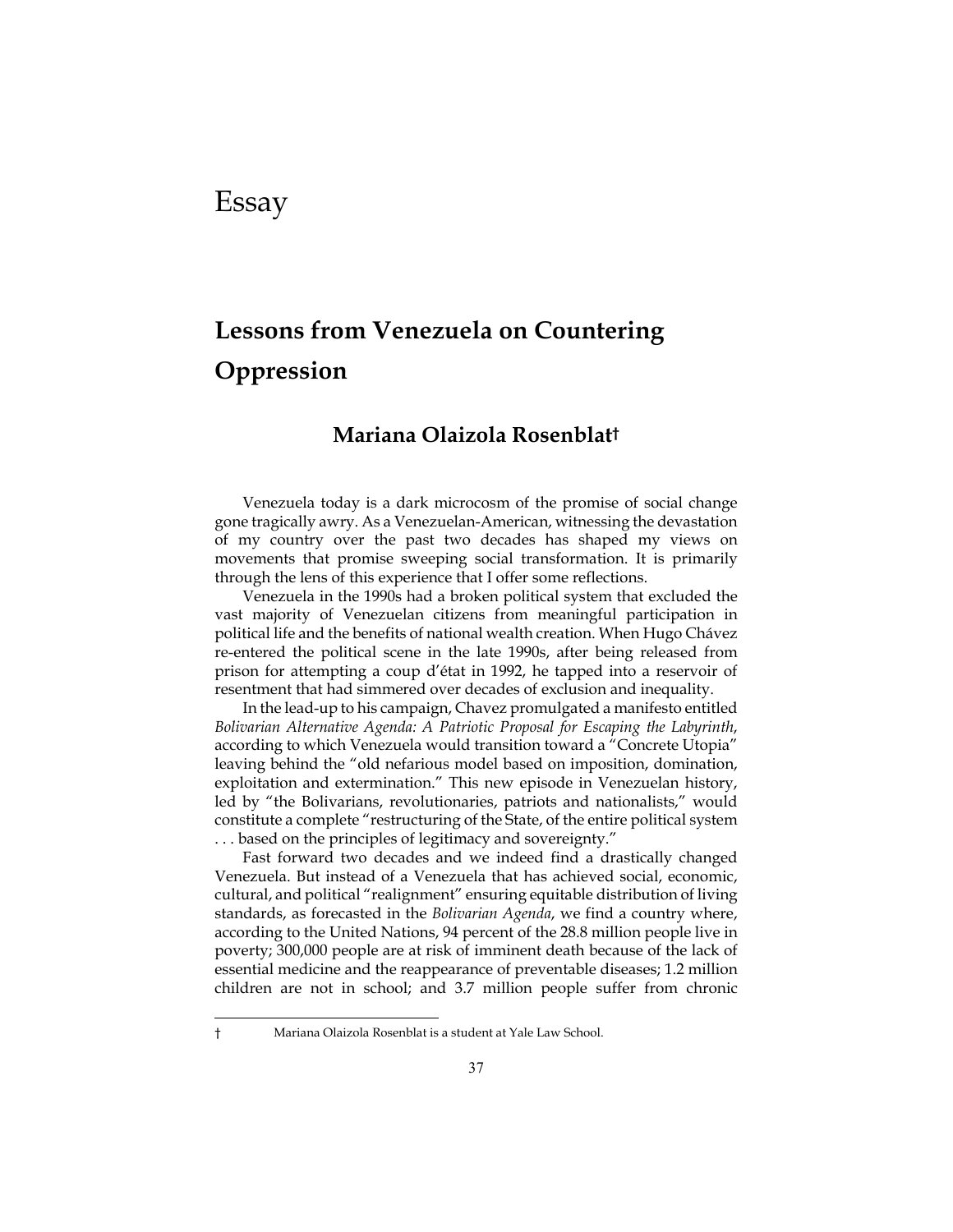# Essay

## Lessons from Venezuela on Countering Oppression

### Mariana Olaizola Rosenblat†

Venezuela today is a dark microcosm of the promise of social change gone tragically awry. As a Venezuelan-American, witnessing the devastation of my country over the past two decades has shaped my views on movements that promise sweeping social transformation. It is primarily through the lens of this experience that I offer some reflections.

Venezuela in the 1990s had a broken political system that excluded the vast majority of Venezuelan citizens from meaningful participation in political life and the benefits of national wealth creation. When Hugo Chávez re-entered the political scene in the late 1990s, after being released from prison for attempting a coup d'état in 1992, he tapped into a reservoir of resentment that had simmered over decades of exclusion and inequality.

In the lead-up to his campaign, Chavez promulgated a manifesto entitled *Bolivarian Alternative Agenda: A Patriotic Proposal for Escaping the Labyrinth*, according to which Venezuela would transition toward a "Concrete Utopia" leaving behind the "old nefarious model based on imposition, domination, exploitation and extermination." This new episode in Venezuelan history, led by "the Bolivarians, revolutionaries, patriots and nationalists," would constitute a complete "restructuring of the State, of the entire political system . . . based on the principles of legitimacy and sovereignty."

Fast forward two decades and we indeed find a drastically changed Venezuela. But instead of a Venezuela that has achieved social, economic, cultural, and political "realignment" ensuring equitable distribution of living standards, as forecasted in the *Bolivarian Agenda*, we find a country where, according to the United Nations, 94 percent of the 28.8 million people live in poverty; 300,000 people are at risk of imminent death because of the lack of essential medicine and the reappearance of preventable diseases; 1.2 million children are not in school; and 3.7 million people suffer from chronic

---

† Mariana Olaizola Rosenblat is a student at Yale Law School.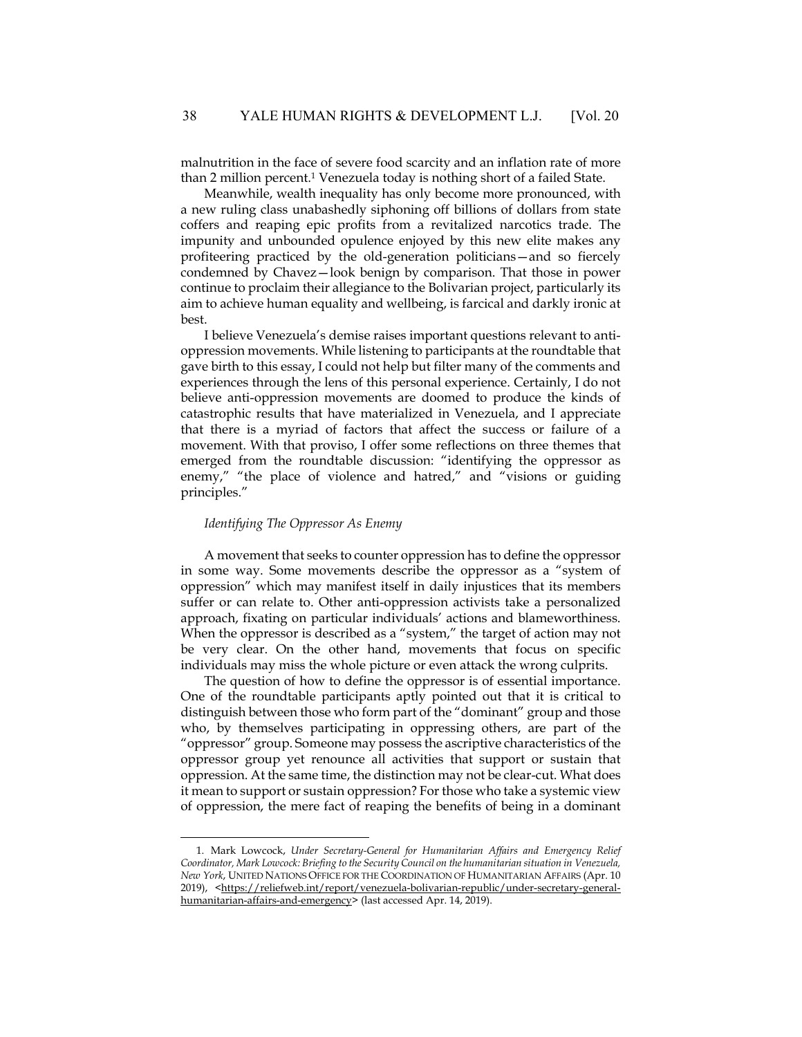malnutrition in the face of severe food scarcity and an inflation rate of more than 2 million percent.[1] Venezuela today is nothing short of a failed State.

Meanwhile, wealth inequality has only become more pronounced, with a new ruling class unabashedly siphoning off billions of dollars from state coffers and reaping epic profits from a revitalized narcotics trade. The impunity and unbounded opulence enjoyed by this new elite makes any profiteering practiced by the old-generation politicians—and so fiercely condemned by Chavez—look benign by comparison. That those in power continue to proclaim their allegiance to the Bolivarian project, particularly its aim to achieve human equality and wellbeing, is farcical and darkly ironic at best.

I believe Venezuela's demise raises important questions relevant to anti-oppression movements. While listening to participants at the roundtable that gave birth to this essay, I could not help but filter many of the comments and experiences through the lens of this personal experience. Certainly, I do not believe anti-oppression movements are doomed to produce the kinds of catastrophic results that have materialized in Venezuela, and I appreciate that there is a myriad of factors that affect the success or failure of a movement. With that proviso, I offer some reflections on three themes that emerged from the roundtable discussion: "identifying the oppressor as enemy," "the place of violence and hatred," and "visions or guiding principles."

### *Identifying The Oppressor As Enemy*

A movement that seeks to counter oppression has to define the oppressor in some way. Some movements describe the oppressor as a "system of oppression" which may manifest itself in daily injustices that its members suffer or can relate to. Other anti-oppression activists take a personalized approach, fixating on particular individuals' actions and blameworthiness. When the oppressor is described as a "system," the target of action may not be very clear. On the other hand, movements that focus on specific individuals may miss the whole picture or even attack the wrong culprits.

The question of how to define the oppressor is of essential importance. One of the roundtable participants aptly pointed out that it is critical to distinguish between those who form part of the "dominant" group and those who, by themselves participating in oppressing others, are part of the "oppressor" group. Someone may possess the ascriptive characteristics of the oppressor group yet renounce all activities that support or sustain that oppression. At the same time, the distinction may not be clear-cut. What does it mean to support or sustain oppression? For those who take a systemic view of oppression, the mere fact of reaping the benefits of being in a dominant

---

1. Mark Lowcock, *Under Secretary-General for Humanitarian Affairs and Emergency Relief Coordinator, Mark Lowcock: Briefing to the Security Council on the humanitarian situation in Venezuela, New York*, UNITED NATIONS OFFICE FOR THE COORDINATION OF HUMANITARIAN AFFAIRS (Apr. 10 2019), <https://reliefweb.int/report/venezuela-bolivarian-republic/under-secretary-general-humanitarian-affairs-and-emergency> (last accessed Apr. 14, 2019).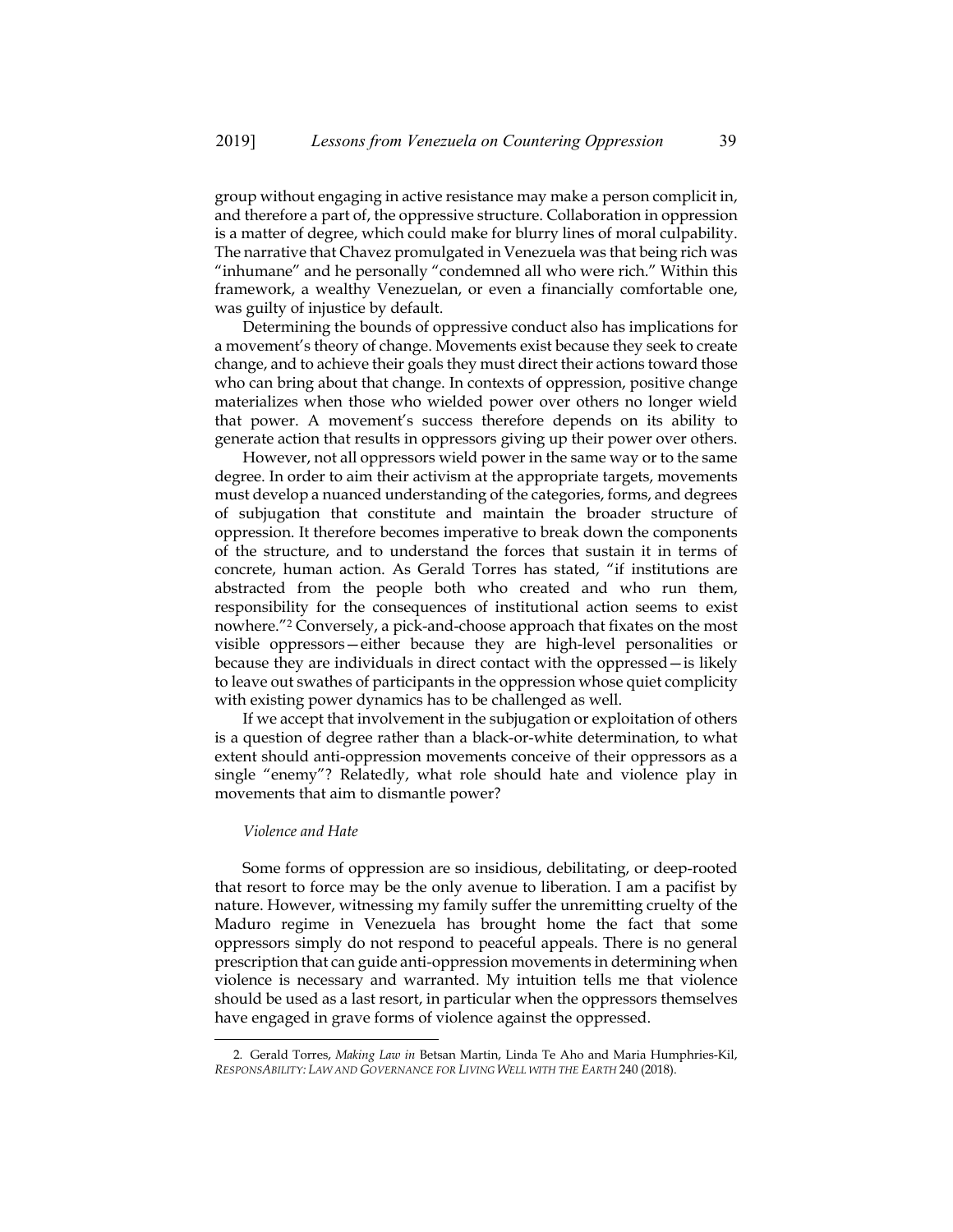group without engaging in active resistance may make a person complicit in, and therefore a part of, the oppressive structure. Collaboration in oppression is a matter of degree, which could make for blurry lines of moral culpability. The narrative that Chavez promulgated in Venezuela was that being rich was "inhumane" and he personally "condemned all who were rich." Within this framework, a wealthy Venezuelan, or even a financially comfortable one, was guilty of injustice by default.

Determining the bounds of oppressive conduct also has implications for a movement's theory of change. Movements exist because they seek to create change, and to achieve their goals they must direct their actions toward those who can bring about that change. In contexts of oppression, positive change materializes when those who wielded power over others no longer wield that power. A movement's success therefore depends on its ability to generate action that results in oppressors giving up their power over others.

However, not all oppressors wield power in the same way or to the same degree. In order to aim their activism at the appropriate targets, movements must develop a nuanced understanding of the categories, forms, and degrees of subjugation that constitute and maintain the broader structure of oppression. It therefore becomes imperative to break down the components of the structure, and to understand the forces that sustain it in terms of concrete, human action. As Gerald Torres has stated, "if institutions are abstracted from the people both who created and who run them, responsibility for the consequences of institutional action seems to exist nowhere."[2] Conversely, a pick-and-choose approach that fixates on the most visible oppressors—either because they are high-level personalities or because they are individuals in direct contact with the oppressed—is likely to leave out swathes of participants in the oppression whose quiet complicity with existing power dynamics has to be challenged as well.

If we accept that involvement in the subjugation or exploitation of others is a question of degree rather than a black-or-white determination, to what extent should anti-oppression movements conceive of their oppressors as a single "enemy"? Relatedly, what role should hate and violence play in movements that aim to dismantle power?

*Violence and Hate*

Some forms of oppression are so insidious, debilitating, or deep-rooted that resort to force may be the only avenue to liberation. I am a pacifist by nature. However, witnessing my family suffer the unremitting cruelty of the Maduro regime in Venezuela has brought home the fact that some oppressors simply do not respond to peaceful appeals. There is no general prescription that can guide anti-oppression movements in determining when violence is necessary and warranted. My intuition tells me that violence should be used as a last resort, in particular when the oppressors themselves have engaged in grave forms of violence against the oppressed.

2. Gerald Torres, *Making Law in* Betsan Martin, Linda Te Aho and Maria Humphries-Kil, *RESPONSABILITY: LAW AND GOVERNANCE FOR LIVING WELL WITH THE EARTH* 240 (2018).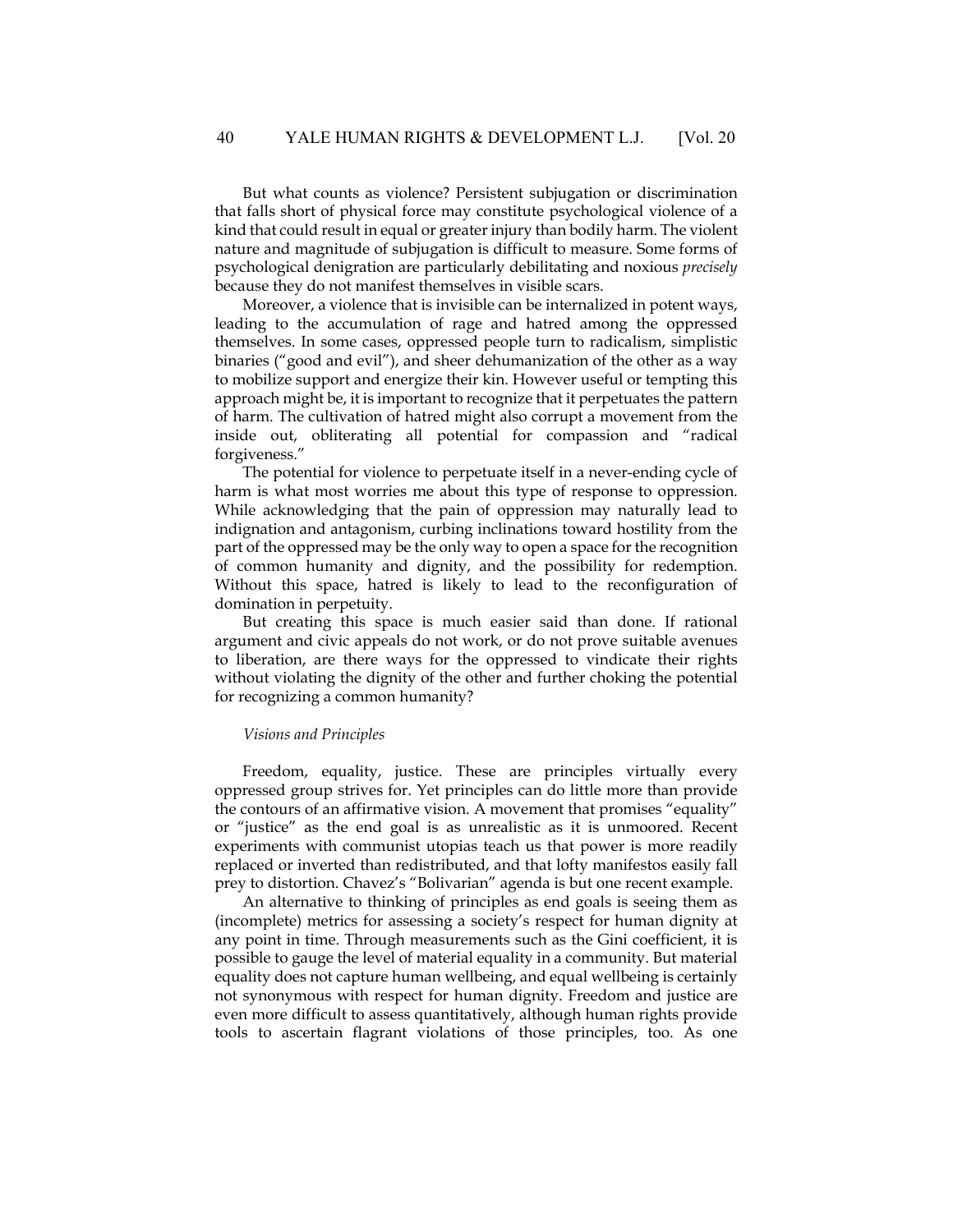But what counts as violence? Persistent subjugation or discrimination that falls short of physical force may constitute psychological violence of a kind that could result in equal or greater injury than bodily harm. The violent nature and magnitude of subjugation is difficult to measure. Some forms of psychological denigration are particularly debilitating and noxious *precisely* because they do not manifest themselves in visible scars.

Moreover, a violence that is invisible can be internalized in potent ways, leading to the accumulation of rage and hatred among the oppressed themselves. In some cases, oppressed people turn to radicalism, simplistic binaries ("good and evil"), and sheer dehumanization of the other as a way to mobilize support and energize their kin. However useful or tempting this approach might be, it is important to recognize that it perpetuates the pattern of harm. The cultivation of hatred might also corrupt a movement from the inside out, obliterating all potential for compassion and "radical forgiveness."

The potential for violence to perpetuate itself in a never-ending cycle of harm is what most worries me about this type of response to oppression. While acknowledging that the pain of oppression may naturally lead to indignation and antagonism, curbing inclinations toward hostility from the part of the oppressed may be the only way to open a space for the recognition of common humanity and dignity, and the possibility for redemption. Without this space, hatred is likely to lead to the reconfiguration of domination in perpetuity.

But creating this space is much easier said than done. If rational argument and civic appeals do not work, or do not prove suitable avenues to liberation, are there ways for the oppressed to vindicate their rights without violating the dignity of the other and further choking the potential for recognizing a common humanity?

### *Visions and Principles*

Freedom, equality, justice. These are principles virtually every oppressed group strives for. Yet principles can do little more than provide the contours of an affirmative vision. A movement that promises "equality" or "justice" as the end goal is as unrealistic as it is unmoored. Recent experiments with communist utopias teach us that power is more readily replaced or inverted than redistributed, and that lofty manifestos easily fall prey to distortion. Chavez's "Bolivarian" agenda is but one recent example.

An alternative to thinking of principles as end goals is seeing them as (incomplete) metrics for assessing a society's respect for human dignity at any point in time. Through measurements such as the Gini coefficient, it is possible to gauge the level of material equality in a community. But material equality does not capture human wellbeing, and equal wellbeing is certainly not synonymous with respect for human dignity. Freedom and justice are even more difficult to assess quantitatively, although human rights provide tools to ascertain flagrant violations of those principles, too. As one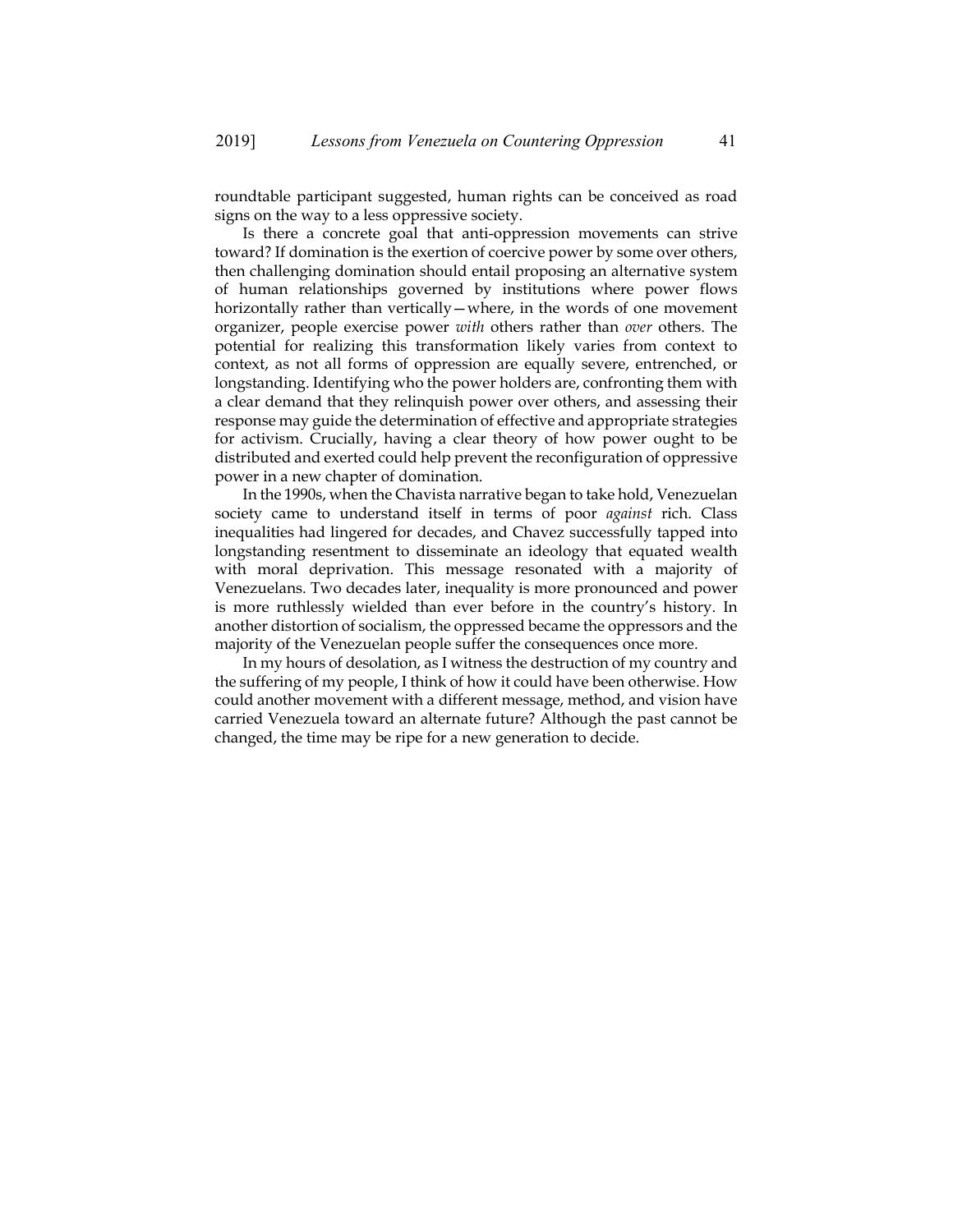roundtable participant suggested, human rights can be conceived as road signs on the way to a less oppressive society.

Is there a concrete goal that anti-oppression movements can strive toward? If domination is the exertion of coercive power by some over others, then challenging domination should entail proposing an alternative system of human relationships governed by institutions where power flows horizontally rather than vertically—where, in the words of one movement organizer, people exercise power *with* others rather than *over* others. The potential for realizing this transformation likely varies from context to context, as not all forms of oppression are equally severe, entrenched, or longstanding. Identifying who the power holders are, confronting them with a clear demand that they relinquish power over others, and assessing their response may guide the determination of effective and appropriate strategies for activism. Crucially, having a clear theory of how power ought to be distributed and exerted could help prevent the reconfiguration of oppressive power in a new chapter of domination.

In the 1990s, when the Chavista narrative began to take hold, Venezuelan society came to understand itself in terms of poor *against* rich. Class inequalities had lingered for decades, and Chavez successfully tapped into longstanding resentment to disseminate an ideology that equated wealth with moral deprivation. This message resonated with a majority of Venezuelans. Two decades later, inequality is more pronounced and power is more ruthlessly wielded than ever before in the country's history. In another distortion of socialism, the oppressed became the oppressors and the majority of the Venezuelan people suffer the consequences once more.

In my hours of desolation, as I witness the destruction of my country and the suffering of my people, I think of how it could have been otherwise. How could another movement with a different message, method, and vision have carried Venezuela toward an alternate future? Although the past cannot be changed, the time may be ripe for a new generation to decide.